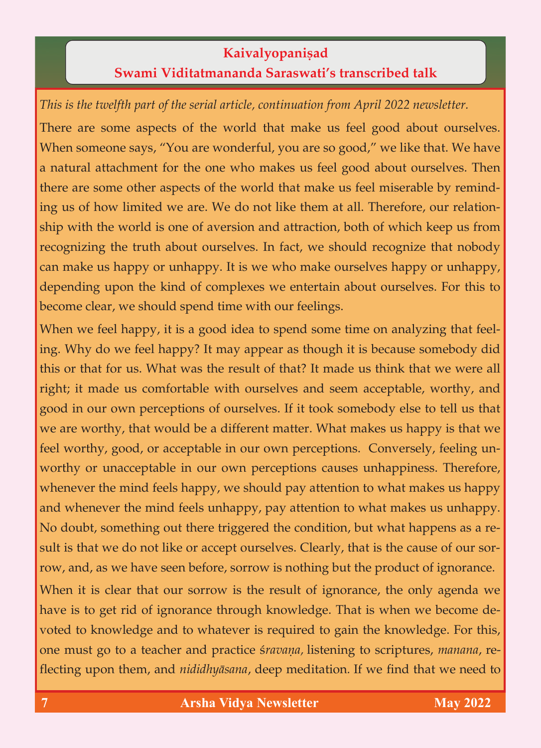## Kaivalyopaniṣad

## Swami Viditatmananda Saraswati's transcribed talk

*This is the twelfth part of the serial article, continuation from April 2022 newsletter.*

There are some aspects of the world that make us feel good about ourselves. When someone says, "You are wonderful, you are so good," we like that. We have a natural attachment for the one who makes us feel good about ourselves. Then there are some other aspects of the world that make us feel miserable by reminding us of how limited we are. We do not like them at all. Therefore, our relationship with the world is one of aversion and attraction, both of which keep us from recognizing the truth about ourselves. In fact, we should recognize that nobody can make us happy or unhappy. It is we who make ourselves happy or unhappy, depending upon the kind of complexes we entertain about ourselves. For this to become clear, we should spend time with our feelings.

When we feel happy, it is a good idea to spend some time on analyzing that feeling. Why do we feel happy? It may appear as though it is because somebody did this or that for us. What was the result of that? It made us think that we were all right; it made us comfortable with ourselves and seem acceptable, worthy, and good in our own perceptions of ourselves. If it took somebody else to tell us that we are worthy, that would be a different matter. What makes us happy is that we feel worthy, good, or acceptable in our own perceptions. Conversely, feeling unworthy or unacceptable in our own perceptions causes unhappiness. Therefore, whenever the mind feels happy, we should pay attention to what makes us happy and whenever the mind feels unhappy, pay attention to what makes us unhappy. No doubt, something out there triggered the condition, but what happens as a result is that we do not like or accept ourselves. Clearly, that is the cause of our sorrow, and, as we have seen before, sorrow is nothing but the product of ignorance.

When it is clear that our sorrow is the result of ignorance, the only agenda we have is to get rid of ignorance through knowledge. That is when we become devoted to knowledge and to whatever is required to gain the knowledge. For this, one must go to a teacher and practice *śravaṇa*, listening to scriptures, *manana*, reflecting upon them, and *nididhyāsana*, deep meditation. If we find that we need to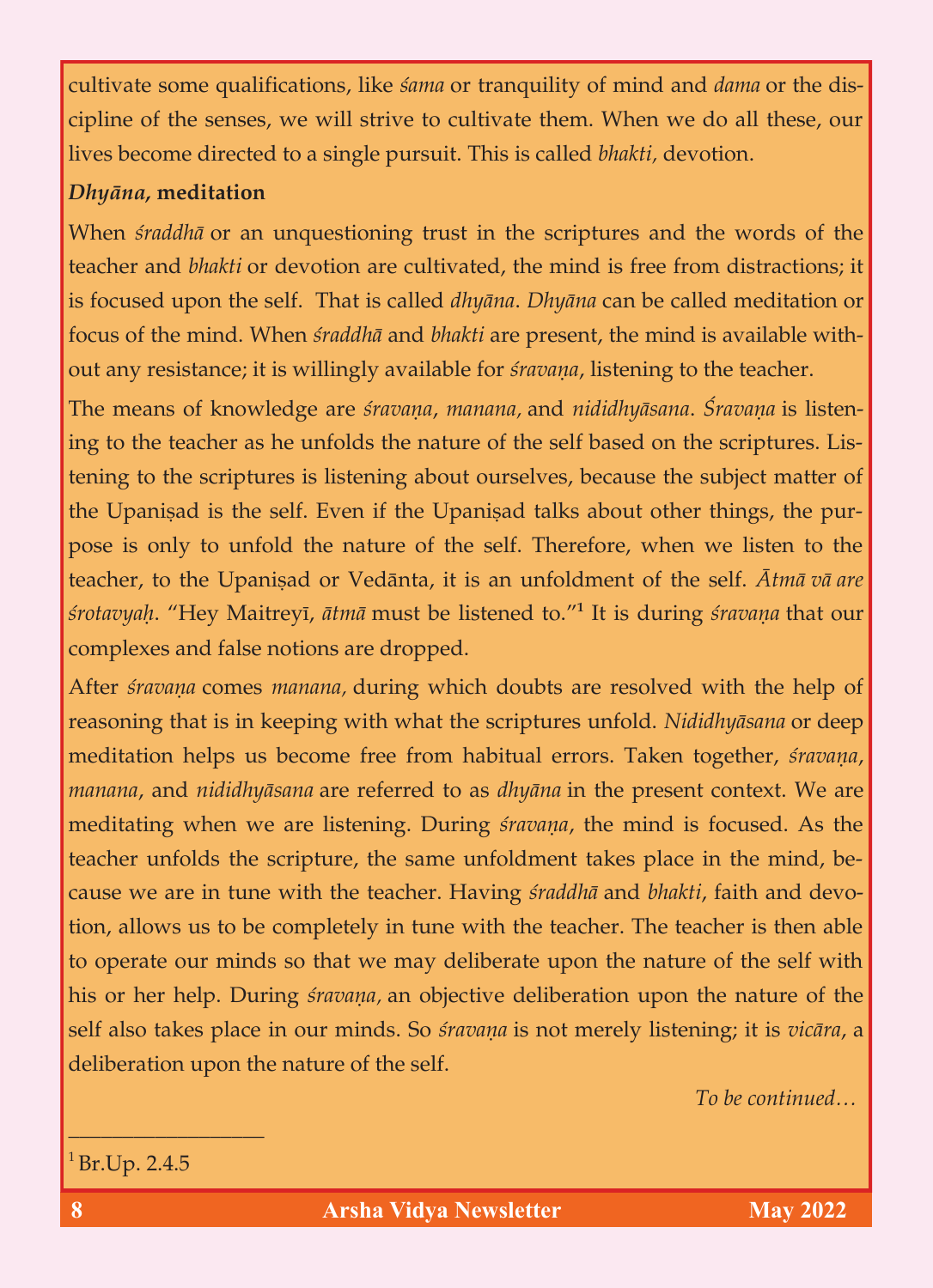cultivate some qualifications, like *śama* or tranquility of mind and *dama* or the discipline of the senses, we will strive to cultivate them. When we do all these, our lives become directed to a single pursuit. This is called *bhakti,* devotion.

***Dhyāna*, meditation**

When *śraddhā* or an unquestioning trust in the scriptures and the words of the teacher and *bhakti* or devotion are cultivated, the mind is free from distractions; it is focused upon the self. That is called *dhyāna*. *Dhyāna* can be called meditation or focus of the mind. When *śraddhā* and *bhakti* are present, the mind is available without any resistance; it is willingly available for *śravaṇa*, listening to the teacher.

The means of knowledge are *śravaṇa*, *manana,* and *nididhyāsana*. *Śravaṇa* is listening to the teacher as he unfolds the nature of the self based on the scriptures. Listening to the scriptures is listening about ourselves, because the subject matter of the Upaniṣad is the self. Even if the Upaniṣad talks about other things, the purpose is only to unfold the nature of the self. Therefore, when we listen to the teacher, to the Upaniṣad or Vedānta, it is an unfoldment of the self. *Ātmā vā are śrotavyaḥ*. "Hey Maitreyī, *ātmā* must be listened to."[1] It is during *śravaṇa* that our complexes and false notions are dropped.

After *śravaṇa* comes *manana,* during which doubts are resolved with the help of reasoning that is in keeping with what the scriptures unfold. *Nididhyāsana* or deep meditation helps us become free from habitual errors. Taken together, *śravaṇa*, *manana*, and *nididhyāsana* are referred to as *dhyāna* in the present context. We are meditating when we are listening. During *śravaṇa*, the mind is focused. As the teacher unfolds the scripture, the same unfoldment takes place in the mind, because we are in tune with the teacher. Having *śraddhā* and *bhakti*, faith and devotion, allows us to be completely in tune with the teacher. The teacher is then able to operate our minds so that we may deliberate upon the nature of the self with his or her help. During *śravaṇa,* an objective deliberation upon the nature of the self also takes place in our minds. So *śravaṇa* is not merely listening; it is *vicāra*, a deliberation upon the nature of the self.

*To be continued…*

---

[1] Br.Up. 2.4.5